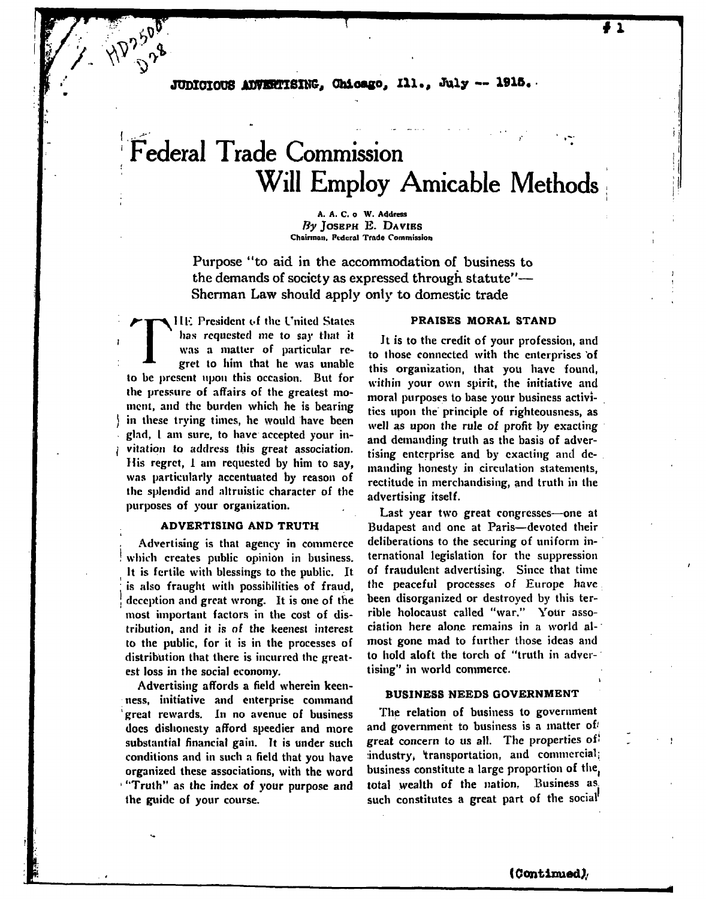JUDICIOUS ADVERTISING, Chicago, Ill., July -- 1915.

# Federal Trade Commission Will Employ Amicable Methods

A. A. C. o W. Address
*By* JOSEPH E. DAVIES
Chairman, Federal Trade Commission

Purpose "to aid in the accommodation of business to the demands of society as expressed through statute"—Sherman Law should apply only to domestic trade

THE President of the United States has requested me to say that it was a matter of particular regret to him that he was unable to be present upon this occasion. But for the pressure of affairs of the greatest moment, and the burden which he is bearing in these trying times, he would have been glad, I am sure, to have accepted your invitation to address this great association. His regret, I am requested by him to say, was particularly accentuated by reason of the splendid and altruistic character of the purposes of your organization.

### ADVERTISING AND TRUTH

Advertising is that agency in commerce which creates public opinion in business. It is fertile with blessings to the public. It is also fraught with possibilities of fraud, deception and great wrong. It is one of the most important factors in the cost of distribution, and it is of the keenest interest to the public, for it is in the processes of distribution that there is incurred the greatest loss in the social economy.

Advertising affords a field wherein keenness, initiative and enterprise command great rewards. In no avenue of business does dishonesty afford speedier and more substantial financial gain. It is under such conditions and in such a field that you have organized these associations, with the word "Truth" as the index of your purpose and the guide of your course.

### PRAISES MORAL STAND

It is to the credit of your profession, and to those connected with the enterprises of this organization, that you have found, within your own spirit, the initiative and moral purposes to base your business activities upon the principle of righteousness, as well as upon the rule of profit by exacting and demanding truth as the basis of advertising enterprise and by exacting and demanding honesty in circulation statements, rectitude in merchandising, and truth in the advertising itself.

Last year two great congresses—one at Budapest and one at Paris—devoted their deliberations to the securing of uniform international legislation for the suppression of fraudulent advertising. Since that time the peaceful processes of Europe have been disorganized or destroyed by this terrible holocaust called "war." Your association here alone remains in a world almost gone mad to further those ideas and to hold aloft the torch of "truth in advertising" in world commerce.

### BUSINESS NEEDS GOVERNMENT

The relation of business to government and government to business is a matter of great concern to us all. The properties of industry, transportation, and commercial business constitute a large proportion of the total wealth of the nation. Business as such constitutes a great part of the social

(Continued)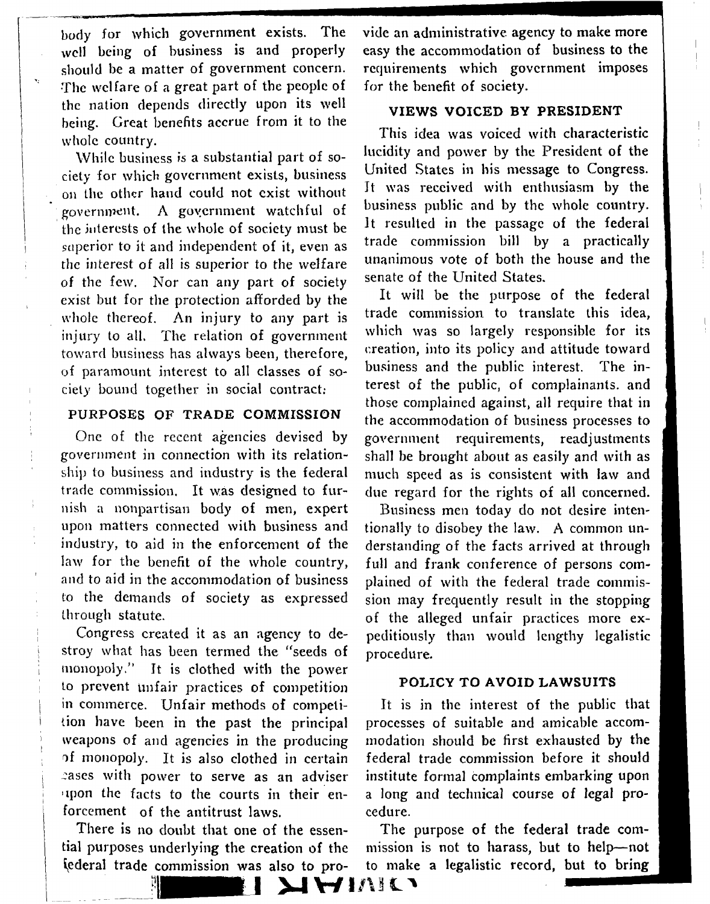body for which government exists. The well being of business is and properly should be a matter of government concern. The welfare of a great part of the people of the nation depends directly upon its well being. Great benefits accrue from it to the whole country.

While business is a substantial part of society for which government exists, business on the other hand could not exist without government. A government watchful of the interests of the whole of society must be superior to it and independent of it, even as the interest of all is superior to the welfare of the few. Nor can any part of society exist but for the protection afforded by the whole thereof. An injury to any part is injury to all. The relation of government toward business has always been, therefore, of paramount interest to all classes of society bound together in social contract.

## PURPOSES OF TRADE COMMISSION

One of the recent agencies devised by government in connection with its relationship to business and industry is the federal trade commission. It was designed to furnish a nonpartisan body of men, expert upon matters connected with business and industry, to aid in the enforcement of the law for the benefit of the whole country, and to aid in the accommodation of business to the demands of society as expressed through statute.

Congress created it as an agency to destroy what has been termed the "seeds of monopoly." It is clothed with the power to prevent unfair practices of competition in commerce. Unfair methods of competition have been in the past the principal weapons of and agencies in the producing of monopoly. It is also clothed in certain cases with power to serve as an adviser upon the facts to the courts in their enforcement of the antitrust laws.

There is no doubt that one of the essential purposes underlying the creation of the federal trade commission was also to provide an administrative agency to make more easy the accommodation of business to the requirements which government imposes for the benefit of society.

## VIEWS VOICED BY PRESIDENT

This idea was voiced with characteristic lucidity and power by the President of the United States in his message to Congress. It was received with enthusiasm by the business public and by the whole country. It resulted in the passage of the federal trade commission bill by a practically unanimous vote of both the house and the senate of the United States.

It will be the purpose of the federal trade commission to translate this idea, which was so largely responsible for its creation, into its policy and attitude toward business and the public interest. The interest of the public, of complainants, and those complained against, all require that in the accommodation of business processes to government requirements, readjustments shall be brought about as easily and with as much speed as is consistent with law and due regard for the rights of all concerned.

Business men today do not desire intentionally to disobey the law. A common understanding of the facts arrived at through full and frank conference of persons complained of with the federal trade commission may frequently result in the stopping of the alleged unfair practices more expeditiously than would lengthy legalistic procedure.

## POLICY TO AVOID LAWSUITS

It is in the interest of the public that processes of suitable and amicable accommodation should be first exhausted by the federal trade commission before it should institute formal complaints embarking upon a long and technical course of legal procedure.

The purpose of the federal trade commission is not to harass, but to help—not to make a legalistic record, but to bring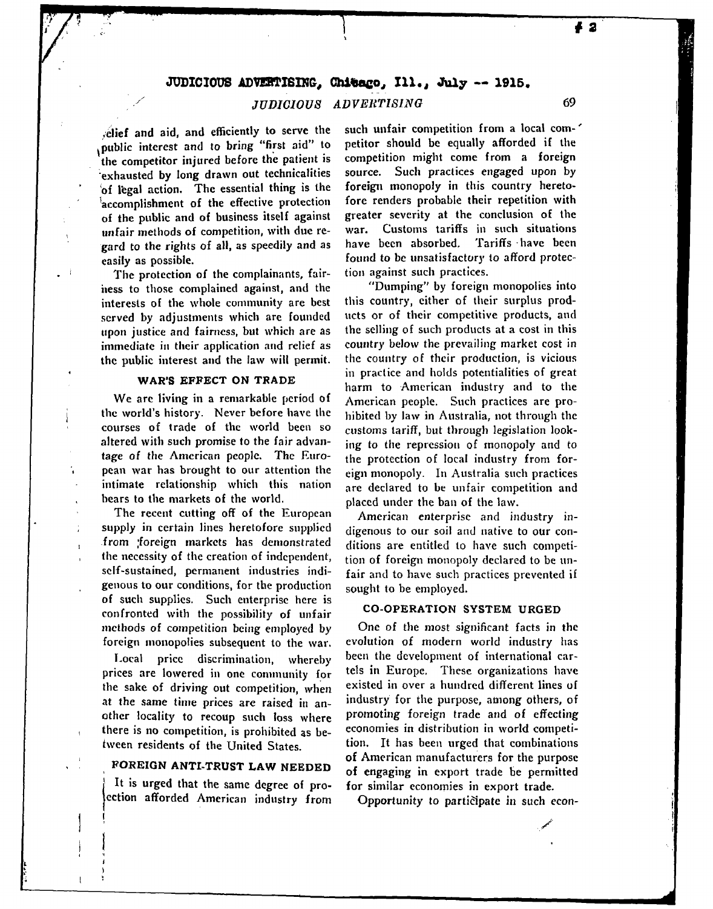relief and aid, and efficiently to serve the public interest and to bring "first aid" to the competitor injured before the patient is exhausted by long drawn out technicalities of legal action. The essential thing is the accomplishment of the effective protection of the public and of business itself against unfair methods of competition, with due regard to the rights of all, as speedily and as easily as possible.

The protection of the complainants, fairness to those complained against, and the interests of the whole community are best served by adjustments which are founded upon justice and fairness, but which are as immediate in their application and relief as the public interest and the law will permit.

### WAR'S EFFECT ON TRADE

We are living in a remarkable period of the world's history. Never before have the courses of trade of the world been so altered with such promise to the fair advantage of the American people. The European war has brought to our attention the intimate relationship which this nation bears to the markets of the world.

The recent cutting off of the European supply in certain lines heretofore supplied from foreign markets has demonstrated the necessity of the creation of independent, self-sustained, permanent industries indigenous to our conditions, for the production of such supplies. Such enterprise here is confronted with the possibility of unfair methods of competition being employed by foreign monopolies subsequent to the war.

Local price discrimination, whereby prices are lowered in one community for the sake of driving out competition, when at the same time prices are raised in another locality to recoup such loss where there is no competition, is prohibited as between residents of the United States.

### FOREIGN ANTI-TRUST LAW NEEDED

It is urged that the same degree of protection afforded American industry from such unfair competition from a local competitor should be equally afforded if the competition might come from a foreign source. Such practices engaged upon by foreign monopoly in this country heretofore renders probable their repetition with greater severity at the conclusion of the war. Customs tariffs in such situations have been absorbed. Tariffs have been found to be unsatisfactory to afford protection against such practices.

"Dumping" by foreign monopolies into this country, either of their surplus products or of their competitive products, and the selling of such products at a cost in this country below the prevailing market cost in the country of their production, is vicious in practice and holds potentialities of great harm to American industry and to the American people. Such practices are prohibited by law in Australia, not through the customs tariff, but through legislation looking to the repression of monopoly and to the protection of local industry from foreign monopoly. In Australia such practices are declared to be unfair competition and placed under the ban of the law.

American enterprise and industry indigenous to our soil and native to our conditions are entitled to have such competition of foreign monopoly declared to be unfair and to have such practices prevented if sought to be employed.

### CO-OPERATION SYSTEM URGED

One of the most significant facts in the evolution of modern world industry has been the development of international cartels in Europe. These organizations have existed in over a hundred different lines of industry for the purpose, among others, of promoting foreign trade and of effecting economies in distribution in world competition. It has been urged that combinations of American manufacturers for the purpose of engaging in export trade be permitted for similar economies in export trade.

Opportunity to participate in such econ-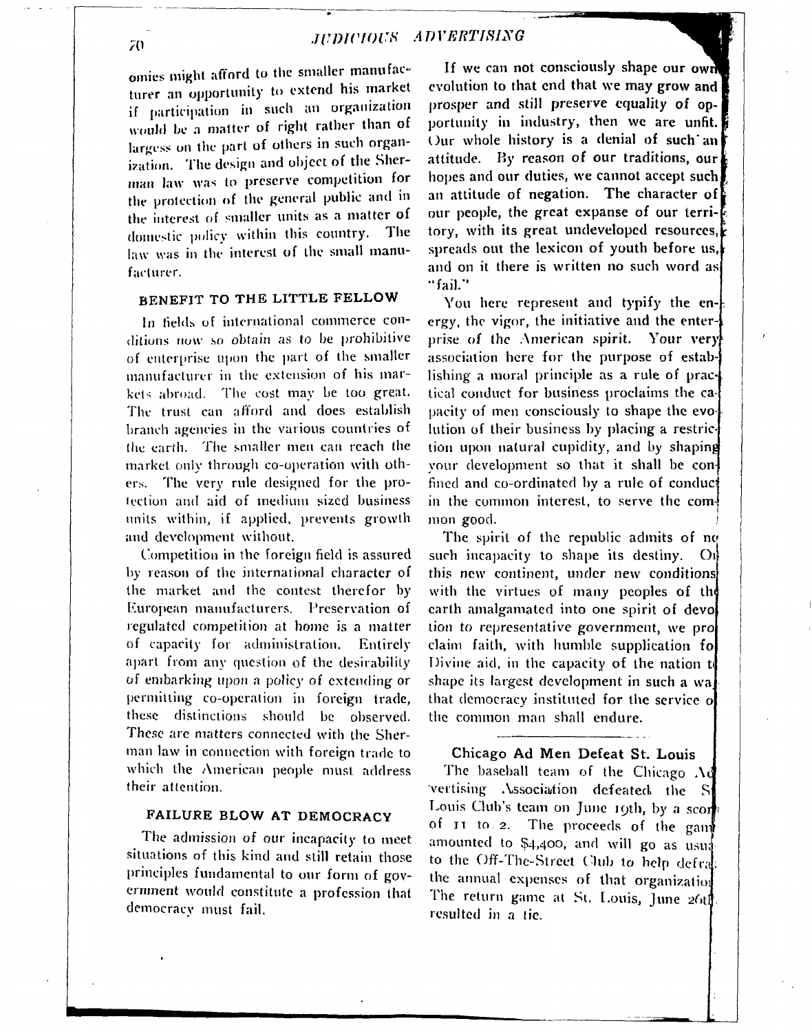omies might afford to the smaller manufacturer an opportunity to extend his market if participation in such an organization would be a matter of right rather than of largess on the part of others in such organization. The design and object of the Sherman law was to preserve competition for the protection of the general public and in the interest of smaller units as a matter of domestic policy within this country. The law was in the interest of the small manufacturer.

## BENEFIT TO THE LITTLE FELLOW

In fields of international commerce conditions now so obtain as to be prohibitive of enterprise upon the part of the smaller manufacturer in the extension of his markets abroad. The cost may be too great. The trust can afford and does establish branch agencies in the various countries of the earth. The smaller men can reach the market only through co-operation with others. The very rule designed for the protection and aid of medium sized business units within, if applied, prevents growth and development without.

Competition in the foreign field is assured by reason of the international character of the market and the contest therefor by European manufacturers. Preservation of regulated competition at home is a matter of capacity for administration. Entirely apart from any question of the desirability of embarking upon a policy of extending or permitting co-operation in foreign trade, these distinctions should be observed. These are matters connected with the Sherman law in connection with foreign trade to which the American people must address their attention.

## FAILURE BLOW AT DEMOCRACY

The admission of our incapacity to meet situations of this kind and still retain those principles fundamental to our form of government would constitute a profession that democracy must fail.

If we can not consciously shape our own evolution to that end that we may grow and prosper and still preserve equality of opportunity in industry, then we are unfit. Our whole history is a denial of such an attitude. By reason of our traditions, our hopes and our duties, we cannot accept such an attitude of negation. The character of our people, the great expanse of our territory, with its great undeveloped resources, spreads out the lexicon of youth before us, and on it there is written no such word as "fail."

You here represent and typify the energy, the vigor, the initiative and the enterprise of the American spirit. Your very association here for the purpose of establishing a moral principle as a rule of practical conduct for business proclaims the capacity of men consciously to shape the evolution of their business by placing a restriction upon natural cupidity, and by shaping your development so that it shall be confined and co-ordinated by a rule of conduct in the common interest, to serve the common good.

The spirit of the republic admits of no such incapacity to shape its destiny. On this new continent, under new conditions with the virtues of many peoples of the earth amalgamated into one spirit of devotion to representative government, we proclaim faith, with humble supplication for Divine aid, in the capacity of the nation to shape its largest development in such a way that democracy instituted for the service of the common man shall endure.

---

## Chicago Ad Men Defeat St. Louis

The baseball team of the Chicago Advertising Association defeated the St. Louis Club's team on June 19th, by a score of 11 to 2. The proceeds of the game amounted to $4,400, and will go as usual to the Off-The-Street Club to help defray the annual expenses of that organization. The return game at St. Louis, June 26th, resulted in a tie.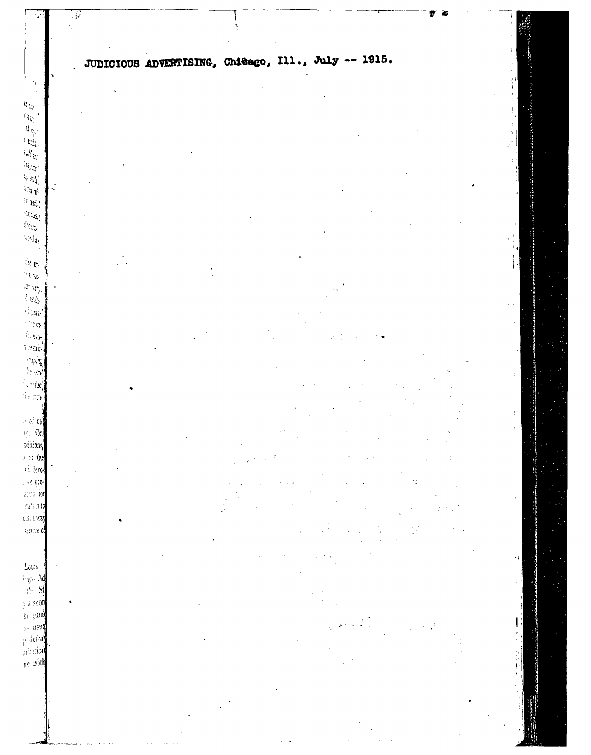JUDICIOUS ADVERTISING, Chicago, Ill., July -- 1915.